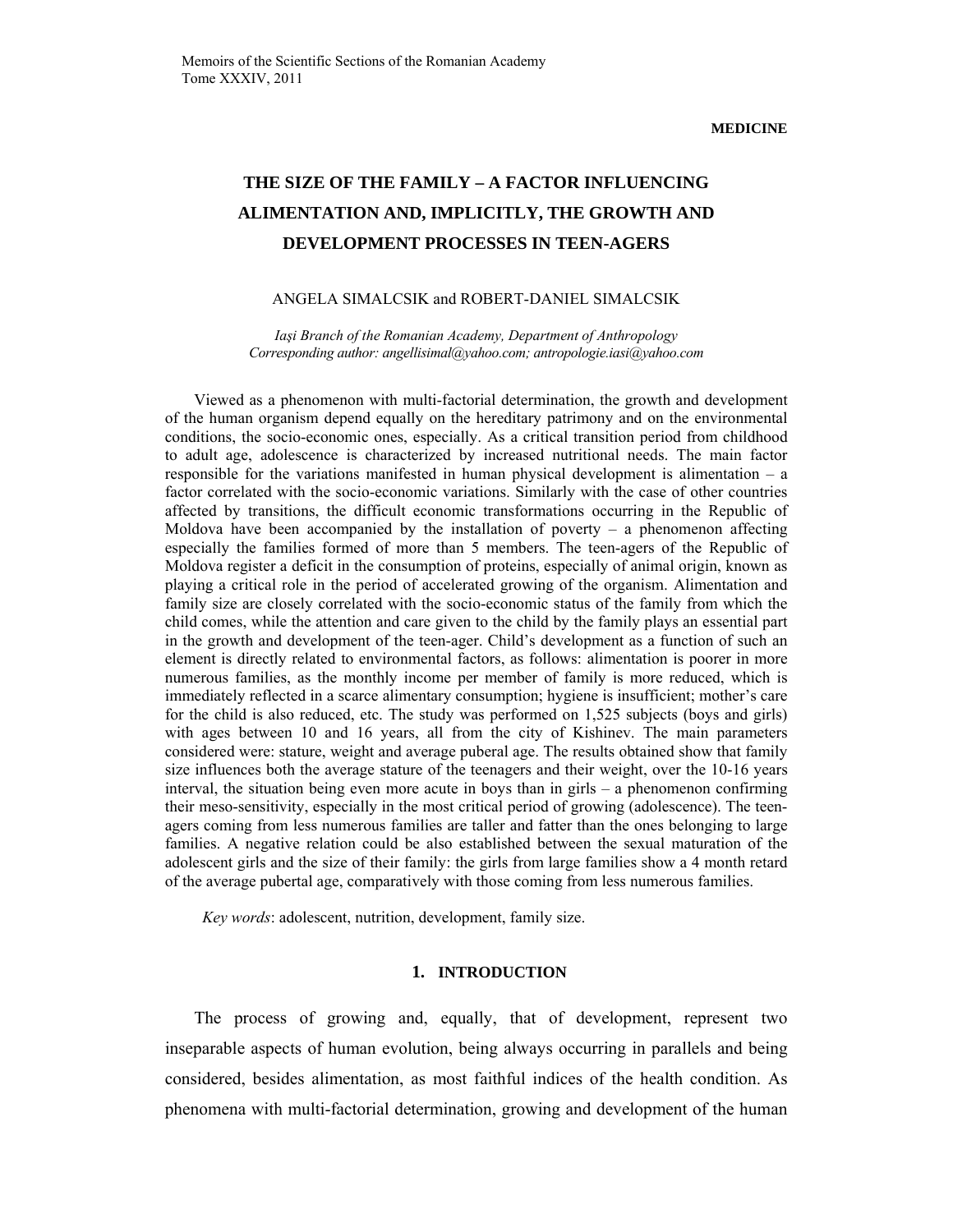Memoirs of the Scientific Sections of the Romanian Academy
Tome XXXIV, 2011

**MEDICINE**

# THE SIZE OF THE FAMILY – A FACTOR INFLUENCING ALIMENTATION AND, IMPLICITLY, THE GROWTH AND DEVELOPMENT PROCESSES IN TEEN-AGERS

ANGELA SIMALCSIK and ROBERT-DANIEL SIMALCSIK

*Iaşi Branch of the Romanian Academy, Department of Anthropology*
*Corresponding author: angellisimal@yahoo.com; antropologie.iasi@yahoo.com*

Viewed as a phenomenon with multi-factorial determination, the growth and development of the human organism depend equally on the hereditary patrimony and on the environmental conditions, the socio-economic ones, especially. As a critical transition period from childhood to adult age, adolescence is characterized by increased nutritional needs. The main factor responsible for the variations manifested in human physical development is alimentation – a factor correlated with the socio-economic variations. Similarly with the case of other countries affected by transitions, the difficult economic transformations occurring in the Republic of Moldova have been accompanied by the installation of poverty – a phenomenon affecting especially the families formed of more than 5 members. The teen-agers of the Republic of Moldova register a deficit in the consumption of proteins, especially of animal origin, known as playing a critical role in the period of accelerated growing of the organism. Alimentation and family size are closely correlated with the socio-economic status of the family from which the child comes, while the attention and care given to the child by the family plays an essential part in the growth and development of the teen-ager. Child's development as a function of such an element is directly related to environmental factors, as follows: alimentation is poorer in more numerous families, as the monthly income per member of family is more reduced, which is immediately reflected in a scarce alimentary consumption; hygiene is insufficient; mother's care for the child is also reduced, etc. The study was performed on 1,525 subjects (boys and girls) with ages between 10 and 16 years, all from the city of Kishinev. The main parameters considered were: stature, weight and average puberal age. The results obtained show that family size influences both the average stature of the teenagers and their weight, over the 10-16 years interval, the situation being even more acute in boys than in girls – a phenomenon confirming their meso-sensitivity, especially in the most critical period of growing (adolescence). The teen-agers coming from less numerous families are taller and fatter than the ones belonging to large families. A negative relation could be also established between the sexual maturation of the adolescent girls and the size of their family: the girls from large families show a 4 month retard of the average pubertal age, comparatively with those coming from less numerous families.

*Key words*: adolescent, nutrition, development, family size.

## 1. INTRODUCTION

The process of growing and, equally, that of development, represent two inseparable aspects of human evolution, being always occurring in parallels and being considered, besides alimentation, as most faithful indices of the health condition. As phenomena with multi-factorial determination, growing and development of the human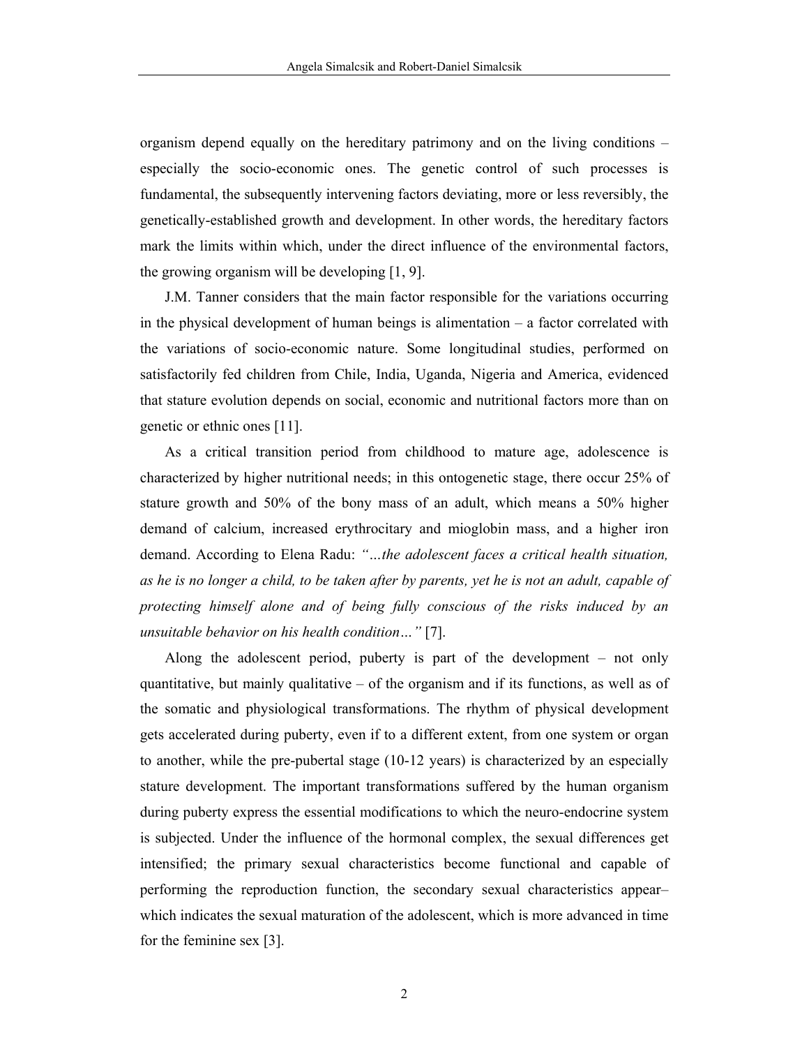organism depend equally on the hereditary patrimony and on the living conditions – especially the socio-economic ones. The genetic control of such processes is fundamental, the subsequently intervening factors deviating, more or less reversibly, the genetically-established growth and development. In other words, the hereditary factors mark the limits within which, under the direct influence of the environmental factors, the growing organism will be developing [1, 9].

J.M. Tanner considers that the main factor responsible for the variations occurring in the physical development of human beings is alimentation – a factor correlated with the variations of socio-economic nature. Some longitudinal studies, performed on satisfactorily fed children from Chile, India, Uganda, Nigeria and America, evidenced that stature evolution depends on social, economic and nutritional factors more than on genetic or ethnic ones [11].

As a critical transition period from childhood to mature age, adolescence is characterized by higher nutritional needs; in this ontogenetic stage, there occur 25% of stature growth and 50% of the bony mass of an adult, which means a 50% higher demand of calcium, increased erythrocitary and mioglobin mass, and a higher iron demand. According to Elena Radu: *"…the adolescent faces a critical health situation, as he is no longer a child, to be taken after by parents, yet he is not an adult, capable of protecting himself alone and of being fully conscious of the risks induced by an unsuitable behavior on his health condition…"* [7].

Along the adolescent period, puberty is part of the development – not only quantitative, but mainly qualitative – of the organism and if its functions, as well as of the somatic and physiological transformations. The rhythm of physical development gets accelerated during puberty, even if to a different extent, from one system or organ to another, while the pre-pubertal stage (10-12 years) is characterized by an especially stature development. The important transformations suffered by the human organism during puberty express the essential modifications to which the neuro-endocrine system is subjected. Under the influence of the hormonal complex, the sexual differences get intensified; the primary sexual characteristics become functional and capable of performing the reproduction function, the secondary sexual characteristics appear– which indicates the sexual maturation of the adolescent, which is more advanced in time for the feminine sex [3].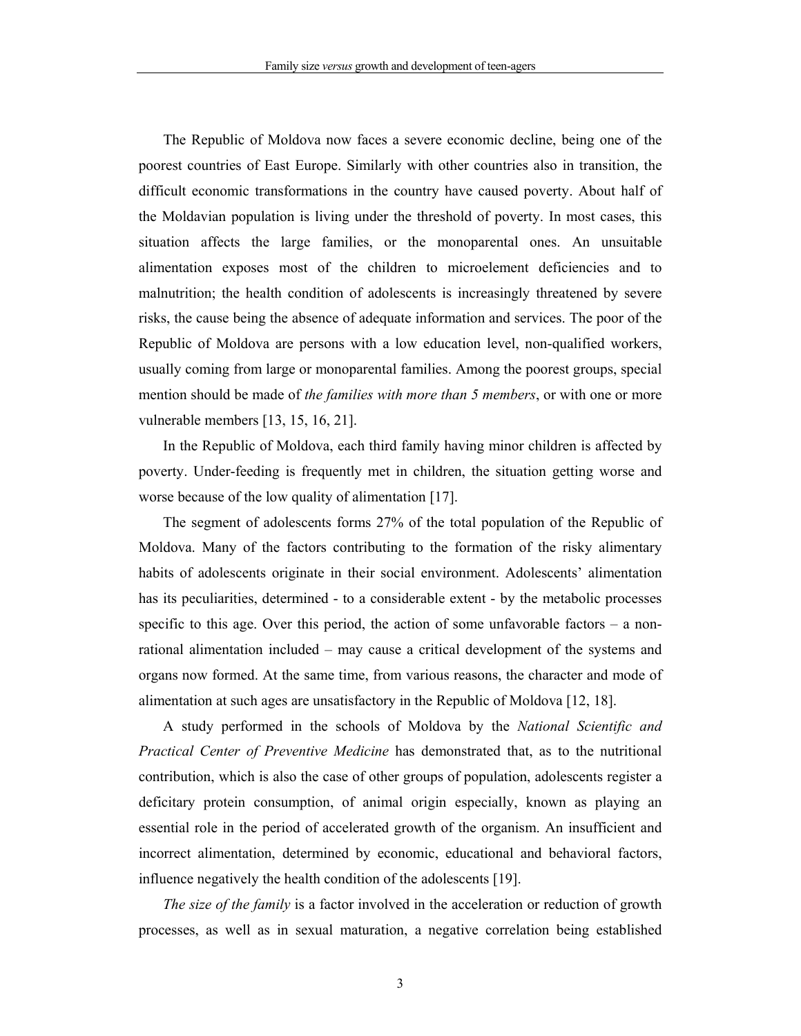The Republic of Moldova now faces a severe economic decline, being one of the poorest countries of East Europe. Similarly with other countries also in transition, the difficult economic transformations in the country have caused poverty. About half of the Moldavian population is living under the threshold of poverty. In most cases, this situation affects the large families, or the monoparental ones. An unsuitable alimentation exposes most of the children to microelement deficiencies and to malnutrition; the health condition of adolescents is increasingly threatened by severe risks, the cause being the absence of adequate information and services. The poor of the Republic of Moldova are persons with a low education level, non-qualified workers, usually coming from large or monoparental families. Among the poorest groups, special mention should be made of *the families with more than 5 members*, or with one or more vulnerable members [13, 15, 16, 21].

In the Republic of Moldova, each third family having minor children is affected by poverty. Under-feeding is frequently met in children, the situation getting worse and worse because of the low quality of alimentation [17].

The segment of adolescents forms 27% of the total population of the Republic of Moldova. Many of the factors contributing to the formation of the risky alimentary habits of adolescents originate in their social environment. Adolescents' alimentation has its peculiarities, determined - to a considerable extent - by the metabolic processes specific to this age. Over this period, the action of some unfavorable factors – a non-rational alimentation included – may cause a critical development of the systems and organs now formed. At the same time, from various reasons, the character and mode of alimentation at such ages are unsatisfactory in the Republic of Moldova [12, 18].

A study performed in the schools of Moldova by the *National Scientific and Practical Center of Preventive Medicine* has demonstrated that, as to the nutritional contribution, which is also the case of other groups of population, adolescents register a deficitary protein consumption, of animal origin especially, known as playing an essential role in the period of accelerated growth of the organism. An insufficient and incorrect alimentation, determined by economic, educational and behavioral factors, influence negatively the health condition of the adolescents [19].

*The size of the family* is a factor involved in the acceleration or reduction of growth processes, as well as in sexual maturation, a negative correlation being established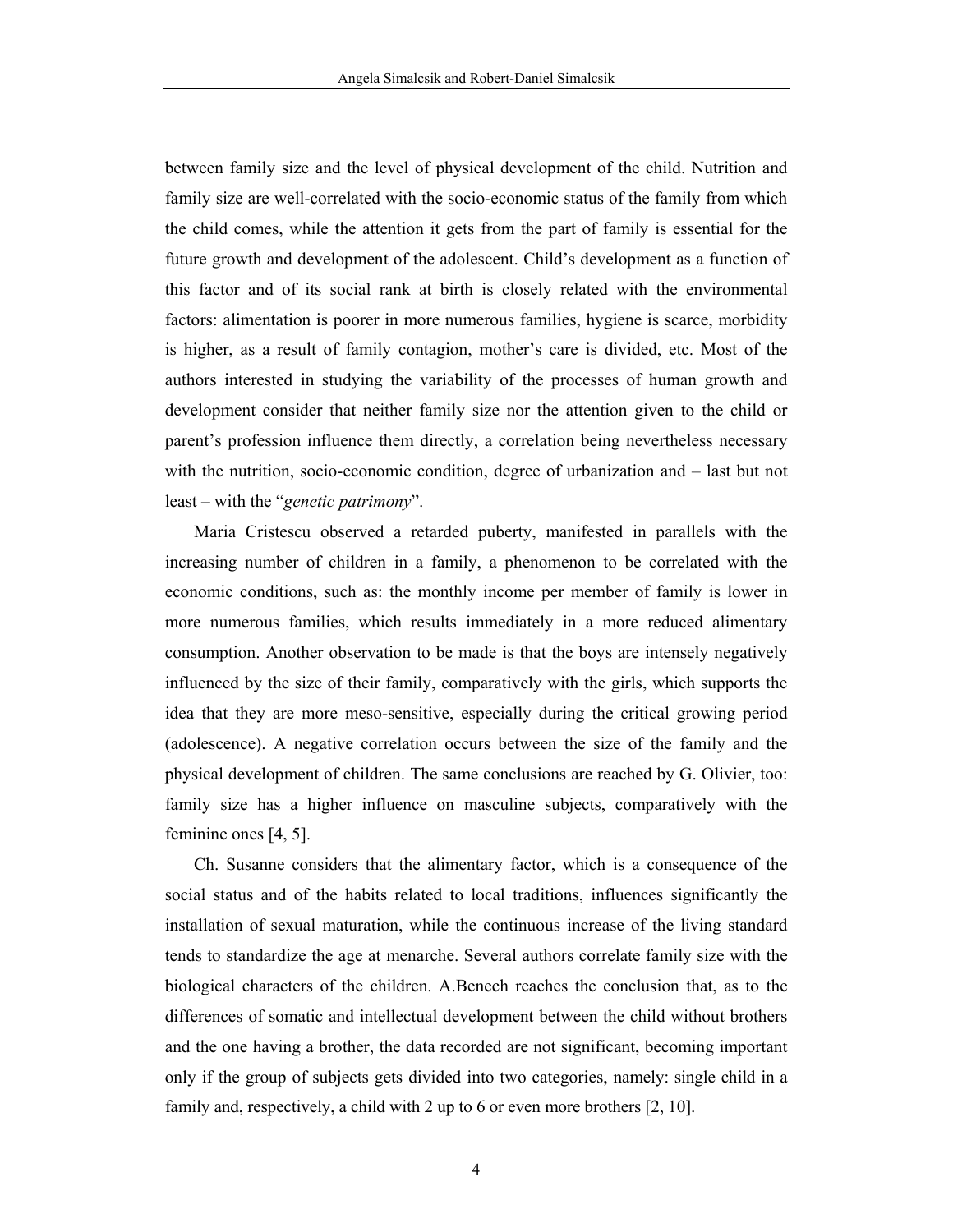between family size and the level of physical development of the child. Nutrition and family size are well-correlated with the socio-economic status of the family from which the child comes, while the attention it gets from the part of family is essential for the future growth and development of the adolescent. Child's development as a function of this factor and of its social rank at birth is closely related with the environmental factors: alimentation is poorer in more numerous families, hygiene is scarce, morbidity is higher, as a result of family contagion, mother's care is divided, etc. Most of the authors interested in studying the variability of the processes of human growth and development consider that neither family size nor the attention given to the child or parent's profession influence them directly, a correlation being nevertheless necessary with the nutrition, socio-economic condition, degree of urbanization and – last but not least – with the "*genetic patrimony*".

Maria Cristescu observed a retarded puberty, manifested in parallels with the increasing number of children in a family, a phenomenon to be correlated with the economic conditions, such as: the monthly income per member of family is lower in more numerous families, which results immediately in a more reduced alimentary consumption. Another observation to be made is that the boys are intensely negatively influenced by the size of their family, comparatively with the girls, which supports the idea that they are more meso-sensitive, especially during the critical growing period (adolescence). A negative correlation occurs between the size of the family and the physical development of children. The same conclusions are reached by G. Olivier, too: family size has a higher influence on masculine subjects, comparatively with the feminine ones [4, 5].

Ch. Susanne considers that the alimentary factor, which is a consequence of the social status and of the habits related to local traditions, influences significantly the installation of sexual maturation, while the continuous increase of the living standard tends to standardize the age at menarche. Several authors correlate family size with the biological characters of the children. A.Benech reaches the conclusion that, as to the differences of somatic and intellectual development between the child without brothers and the one having a brother, the data recorded are not significant, becoming important only if the group of subjects gets divided into two categories, namely: single child in a family and, respectively, a child with 2 up to 6 or even more brothers [2, 10].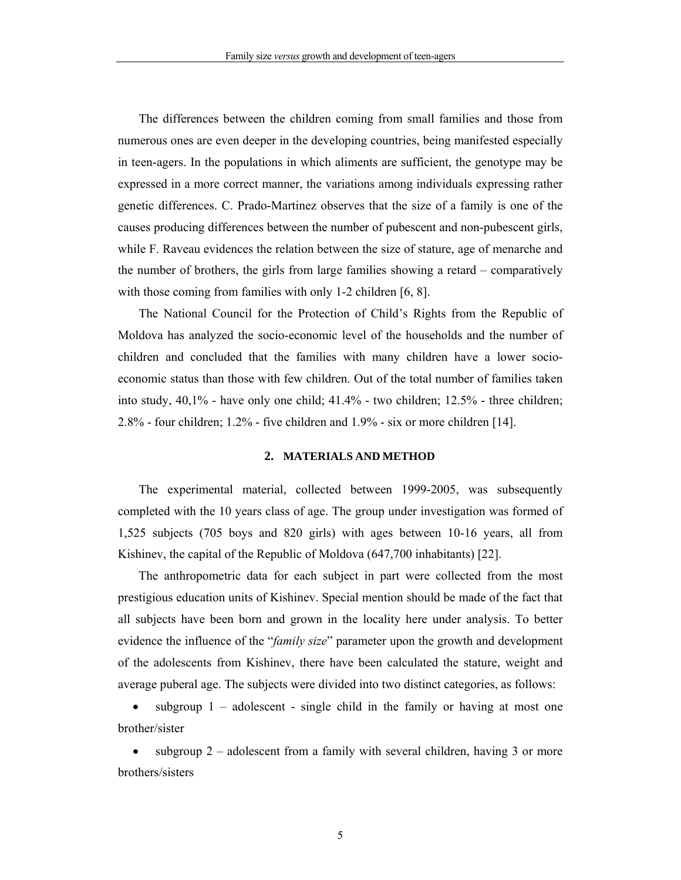The differences between the children coming from small families and those from numerous ones are even deeper in the developing countries, being manifested especially in teen-agers. In the populations in which aliments are sufficient, the genotype may be expressed in a more correct manner, the variations among individuals expressing rather genetic differences. C. Prado-Martinez observes that the size of a family is one of the causes producing differences between the number of pubescent and non-pubescent girls, while F. Raveau evidences the relation between the size of stature, age of menarche and the number of brothers, the girls from large families showing a retard – comparatively with those coming from families with only 1-2 children [6, 8].

The National Council for the Protection of Child's Rights from the Republic of Moldova has analyzed the socio-economic level of the households and the number of children and concluded that the families with many children have a lower socio-economic status than those with few children. Out of the total number of families taken into study, 40,1% - have only one child; 41.4% - two children; 12.5% - three children; 2.8% - four children; 1.2% - five children and 1.9% - six or more children [14].

## 2. MATERIALS AND METHOD

The experimental material, collected between 1999-2005, was subsequently completed with the 10 years class of age. The group under investigation was formed of 1,525 subjects (705 boys and 820 girls) with ages between 10-16 years, all from Kishinev, the capital of the Republic of Moldova (647,700 inhabitants) [22].

The anthropometric data for each subject in part were collected from the most prestigious education units of Kishinev. Special mention should be made of the fact that all subjects have been born and grown in the locality here under analysis. To better evidence the influence of the "*family size*" parameter upon the growth and development of the adolescents from Kishinev, there have been calculated the stature, weight and average puberal age. The subjects were divided into two distinct categories, as follows:

- subgroup 1 – adolescent - single child in the family or having at most one brother/sister
- subgroup 2 – adolescent from a family with several children, having 3 or more brothers/sisters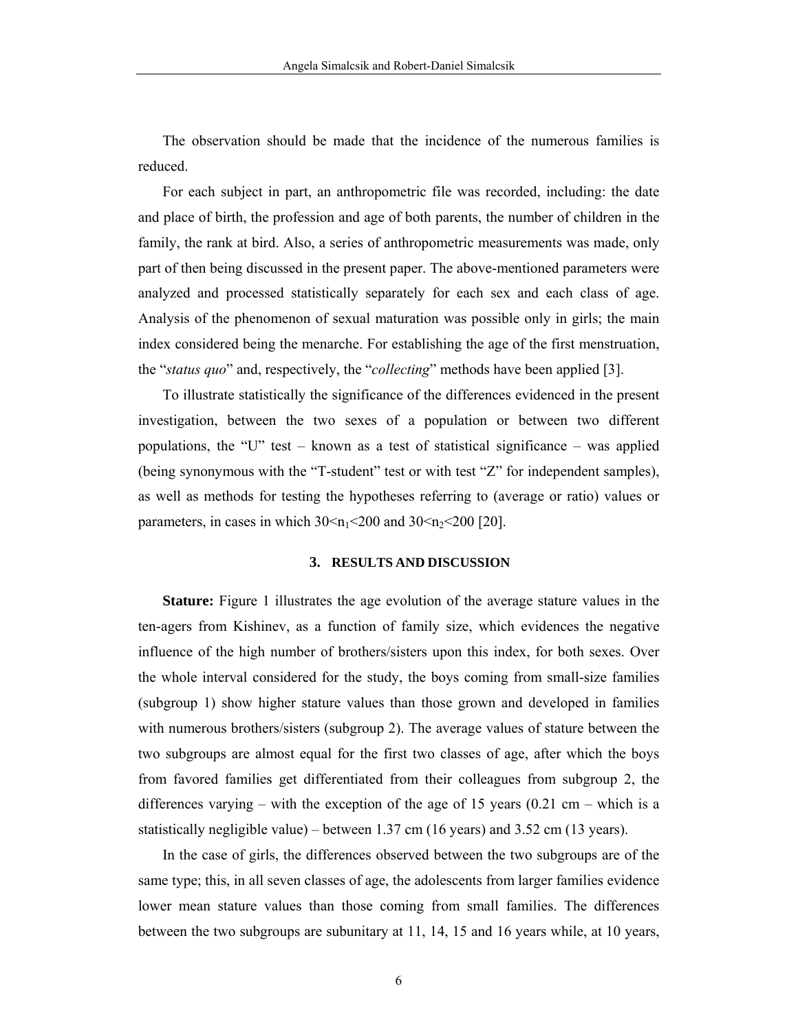The observation should be made that the incidence of the numerous families is reduced.

For each subject in part, an anthropometric file was recorded, including: the date and place of birth, the profession and age of both parents, the number of children in the family, the rank at bird. Also, a series of anthropometric measurements was made, only part of then being discussed in the present paper. The above-mentioned parameters were analyzed and processed statistically separately for each sex and each class of age. Analysis of the phenomenon of sexual maturation was possible only in girls; the main index considered being the menarche. For establishing the age of the first menstruation, the "*status quo*" and, respectively, the "*collecting*" methods have been applied [3].

To illustrate statistically the significance of the differences evidenced in the present investigation, between the two sexes of a population or between two different populations, the "U" test – known as a test of statistical significance – was applied (being synonymous with the "T-student" test or with test "Z" for independent samples), as well as methods for testing the hypotheses referring to (average or ratio) values or parameters, in cases in which $30<n_1<200$ and $30<n_2<200$ [20].

## 3. RESULTS AND DISCUSSION

**Stature:** Figure 1 illustrates the age evolution of the average stature values in the ten-agers from Kishinev, as a function of family size, which evidences the negative influence of the high number of brothers/sisters upon this index, for both sexes. Over the whole interval considered for the study, the boys coming from small-size families (subgroup 1) show higher stature values than those grown and developed in families with numerous brothers/sisters (subgroup 2). The average values of stature between the two subgroups are almost equal for the first two classes of age, after which the boys from favored families get differentiated from their colleagues from subgroup 2, the differences varying – with the exception of the age of 15 years (0.21 cm – which is a statistically negligible value) – between 1.37 cm (16 years) and 3.52 cm (13 years).

In the case of girls, the differences observed between the two subgroups are of the same type; this, in all seven classes of age, the adolescents from larger families evidence lower mean stature values than those coming from small families. The differences between the two subgroups are subunitary at 11, 14, 15 and 16 years while, at 10 years,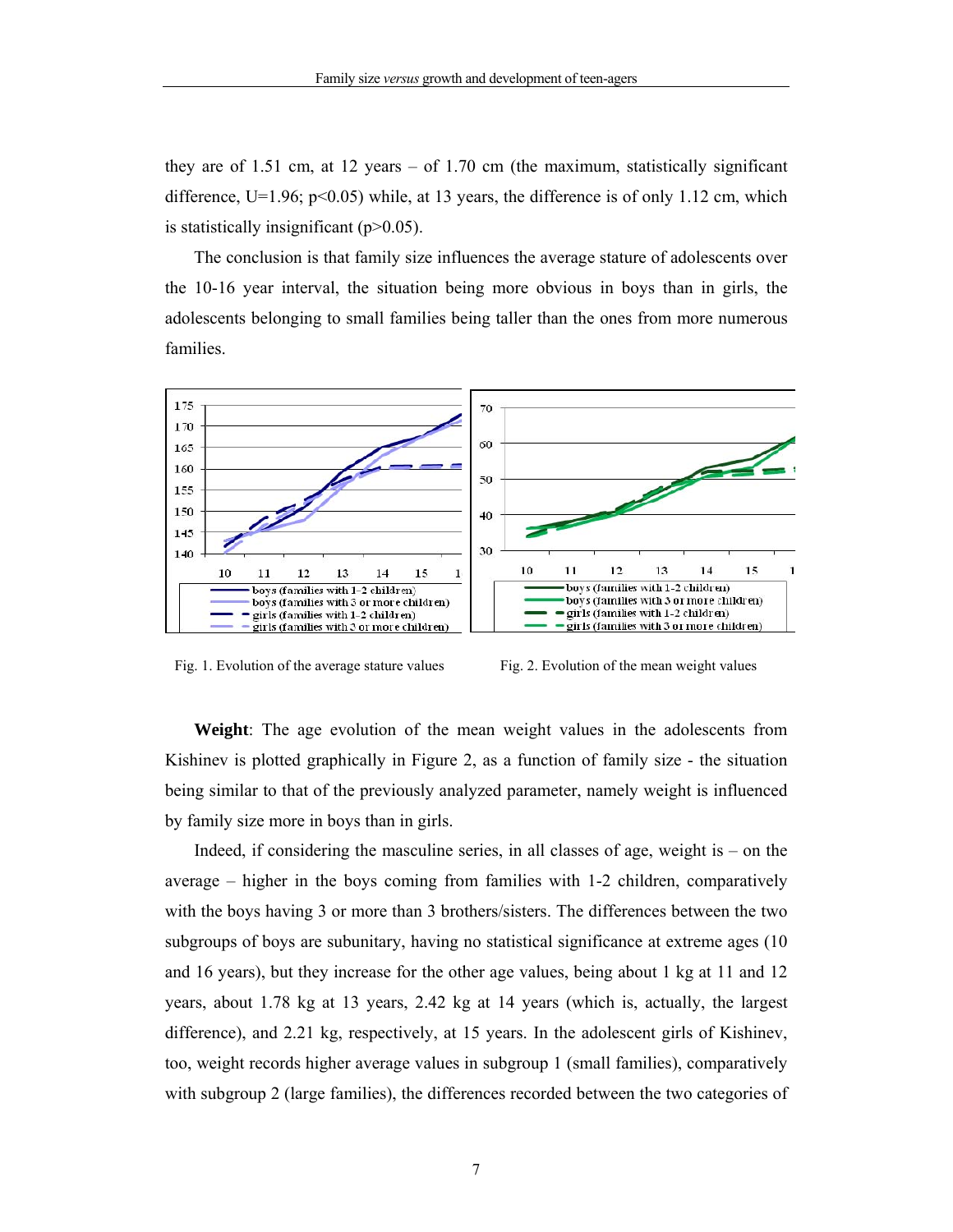they are of 1.51 cm, at 12 years – of 1.70 cm (the maximum, statistically significant difference, U=1.96; $p<0.05$) while, at 13 years, the difference is of only 1.12 cm, which is statistically insignificant ($p>0.05$).

The conclusion is that family size influences the average stature of adolescents over the 10-16 year interval, the situation being more obvious in boys than in girls, the adolescents belonging to small families being taller than the ones from more numerous families.

Fig. 1. Evolution of the average stature values

Fig. 2. Evolution of the mean weight values

**Weight**: The age evolution of the mean weight values in the adolescents from Kishinev is plotted graphically in Figure 2, as a function of family size - the situation being similar to that of the previously analyzed parameter, namely weight is influenced by family size more in boys than in girls.

Indeed, if considering the masculine series, in all classes of age, weight is – on the average – higher in the boys coming from families with 1-2 children, comparatively with the boys having 3 or more than 3 brothers/sisters. The differences between the two subgroups of boys are subunitary, having no statistical significance at extreme ages (10 and 16 years), but they increase for the other age values, being about 1 kg at 11 and 12 years, about 1.78 kg at 13 years, 2.42 kg at 14 years (which is, actually, the largest difference), and 2.21 kg, respectively, at 15 years. In the adolescent girls of Kishinev, too, weight records higher average values in subgroup 1 (small families), comparatively with subgroup 2 (large families), the differences recorded between the two categories of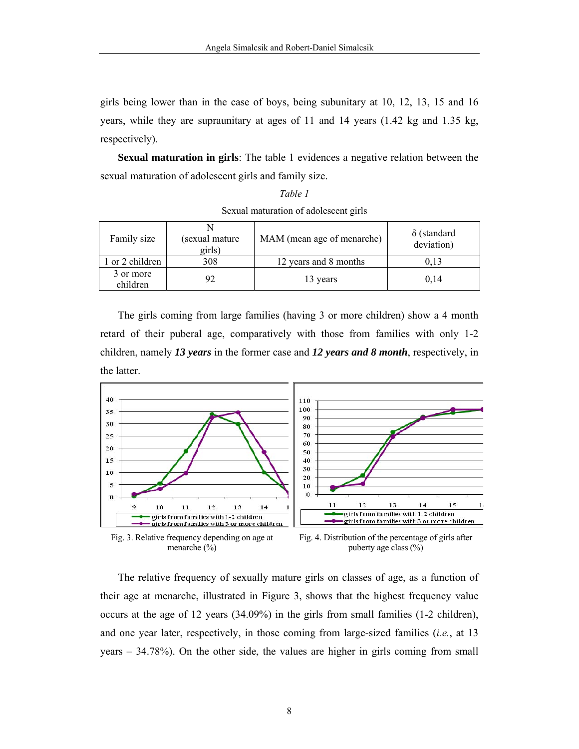girls being lower than in the case of boys, being subunitary at 10, 12, 13, 15 and 16 years, while they are supraunitary at ages of 11 and 14 years (1.42 kg and 1.35 kg, respectively).

**Sexual maturation in girls**: The table 1 evidences a negative relation between the sexual maturation of adolescent girls and family size.

*Table 1*

Sexual maturation of adolescent girls

| Family size | N (sexual mature girls) | MAM (mean age of menarche) | δ (standard deviation) |
|---|---|---|---|
| 1 or 2 children | 308 | 12 years and 8 months | 0,13 |
| 3 or more children | 92 | 13 years | 0,14 |

The girls coming from large families (having 3 or more children) show a 4 month retard of their puberal age, comparatively with those from families with only 1-2 children, namely ***13 years*** in the former case and ***12 years and 8 month***, respectively, in the latter.

Fig. 3. Relative frequency depending on age at menarche (%)

Fig. 4. Distribution of the percentage of girls after puberty age class (%)

The relative frequency of sexually mature girls on classes of age, as a function of their age at menarche, illustrated in Figure 3, shows that the highest frequency value occurs at the age of 12 years (34.09%) in the girls from small families (1-2 children), and one year later, respectively, in those coming from large-sized families (*i.e.*, at 13 years – 34.78%). On the other side, the values are higher in girls coming from small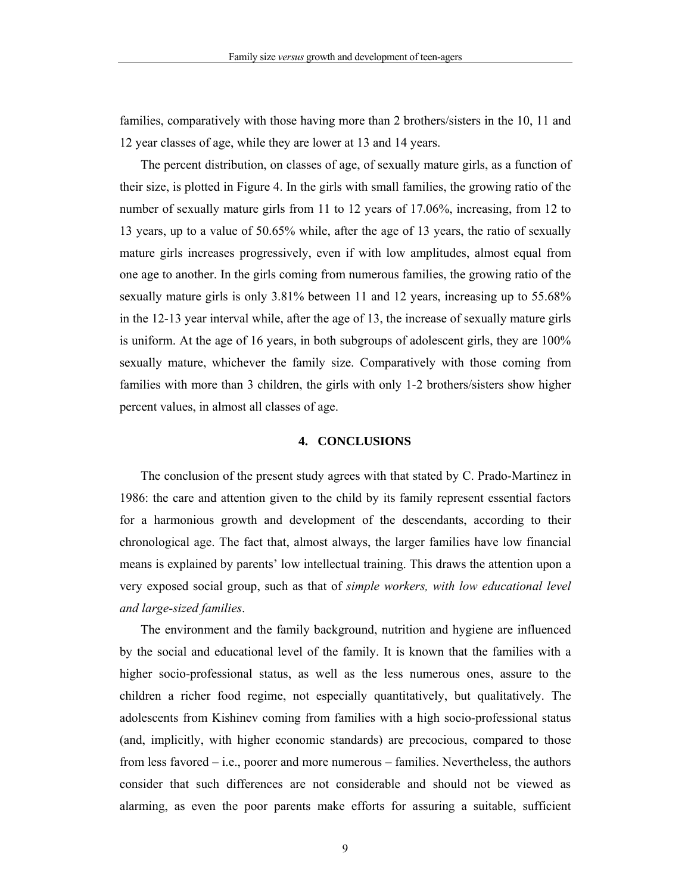families, comparatively with those having more than 2 brothers/sisters in the 10, 11 and 12 year classes of age, while they are lower at 13 and 14 years.

The percent distribution, on classes of age, of sexually mature girls, as a function of their size, is plotted in Figure 4. In the girls with small families, the growing ratio of the number of sexually mature girls from 11 to 12 years of 17.06%, increasing, from 12 to 13 years, up to a value of 50.65% while, after the age of 13 years, the ratio of sexually mature girls increases progressively, even if with low amplitudes, almost equal from one age to another. In the girls coming from numerous families, the growing ratio of the sexually mature girls is only 3.81% between 11 and 12 years, increasing up to 55.68% in the 12-13 year interval while, after the age of 13, the increase of sexually mature girls is uniform. At the age of 16 years, in both subgroups of adolescent girls, they are 100% sexually mature, whichever the family size. Comparatively with those coming from families with more than 3 children, the girls with only 1-2 brothers/sisters show higher percent values, in almost all classes of age.

## 4. CONCLUSIONS

The conclusion of the present study agrees with that stated by C. Prado-Martinez in 1986: the care and attention given to the child by its family represent essential factors for a harmonious growth and development of the descendants, according to their chronological age. The fact that, almost always, the larger families have low financial means is explained by parents' low intellectual training. This draws the attention upon a very exposed social group, such as that of *simple workers, with low educational level and large-sized families*.

The environment and the family background, nutrition and hygiene are influenced by the social and educational level of the family. It is known that the families with a higher socio-professional status, as well as the less numerous ones, assure to the children a richer food regime, not especially quantitatively, but qualitatively. The adolescents from Kishinev coming from families with a high socio-professional status (and, implicitly, with higher economic standards) are precocious, compared to those from less favored – i.e., poorer and more numerous – families. Nevertheless, the authors consider that such differences are not considerable and should not be viewed as alarming, as even the poor parents make efforts for assuring a suitable, sufficient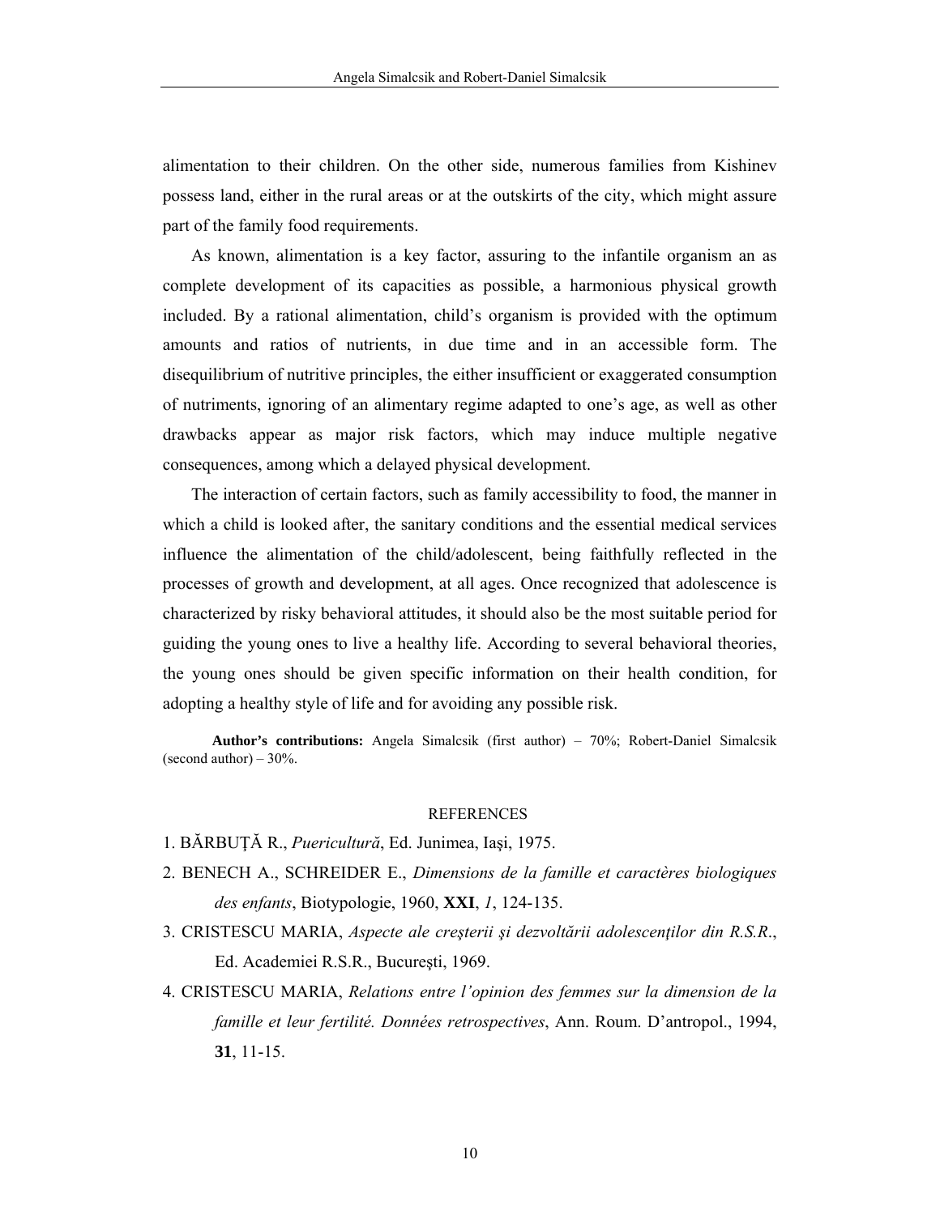alimentation to their children. On the other side, numerous families from Kishinev possess land, either in the rural areas or at the outskirts of the city, which might assure part of the family food requirements.

As known, alimentation is a key factor, assuring to the infantile organism an as complete development of its capacities as possible, a harmonious physical growth included. By a rational alimentation, child's organism is provided with the optimum amounts and ratios of nutrients, in due time and in an accessible form. The disequilibrium of nutritive principles, the either insufficient or exaggerated consumption of nutriments, ignoring of an alimentary regime adapted to one's age, as well as other drawbacks appear as major risk factors, which may induce multiple negative consequences, among which a delayed physical development.

The interaction of certain factors, such as family accessibility to food, the manner in which a child is looked after, the sanitary conditions and the essential medical services influence the alimentation of the child/adolescent, being faithfully reflected in the processes of growth and development, at all ages. Once recognized that adolescence is characterized by risky behavioral attitudes, it should also be the most suitable period for guiding the young ones to live a healthy life. According to several behavioral theories, the young ones should be given specific information on their health condition, for adopting a healthy style of life and for avoiding any possible risk.

**Author's contributions:** Angela Simalcsik (first author) – 70%; Robert-Daniel Simalcsik (second author) – 30%.

## REFERENCES

1. BĂRBUŢĂ R., *Puericultură*, Ed. Junimea, Iaşi, 1975.
2. BENECH A., SCHREIDER E., *Dimensions de la famille et caractères biologiques des enfants*, Biotypologie, 1960, **XXI**, *1*, 124-135.
3. CRISTESCU MARIA, *Aspecte ale creşterii şi dezvoltării adolescenţilor din R.S.R.*, Ed. Academiei R.S.R., Bucureşti, 1969.
4. CRISTESCU MARIA, *Relations entre l'opinion des femmes sur la dimension de la famille et leur fertilité. Données retrospectives*, Ann. Roum. D'antropol., 1994, **31**, 11-15.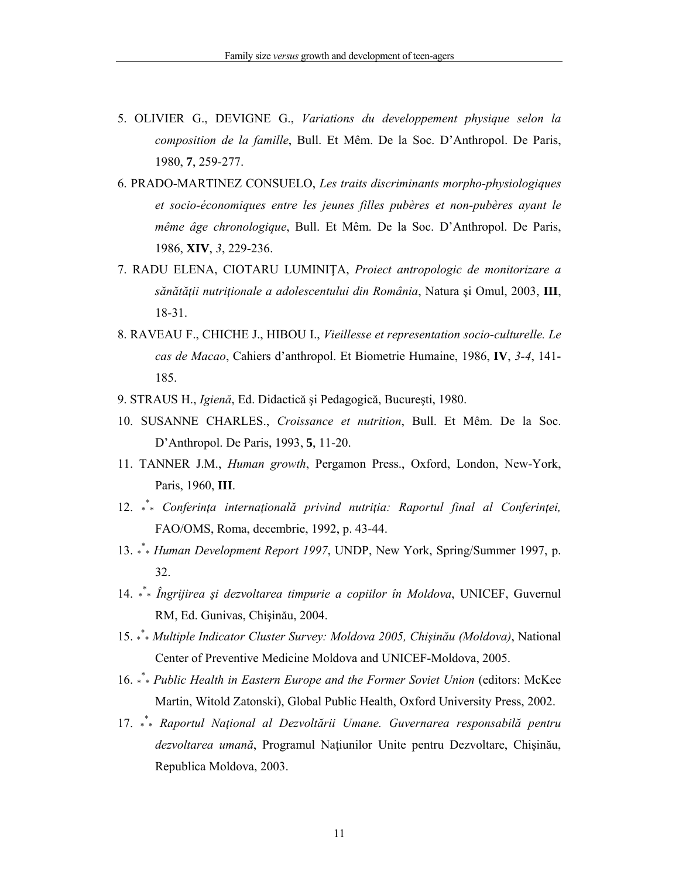5. OLIVIER G., DEVIGNE G., *Variations du developpement physique selon la composition de la famille*, Bull. Et Mêm. De la Soc. D'Anthropol. De Paris, 1980, **7**, 259-277.

6. PRADO-MARTINEZ CONSUELO, *Les traits discriminants morpho-physiologiques et socio-économiques entre les jeunes filles pubères et non-pubères ayant le même âge chronologique*, Bull. Et Mêm. De la Soc. D'Anthropol. De Paris, 1986, **XIV**, *3*, 229-236.

7. RADU ELENA, CIOTARU LUMINIȚA, *Proiect antropologic de monitorizare a sănătăţii nutriţionale a adolescentului din România*, Natura şi Omul, 2003, **III**, 18-31.

8. RAVEAU F., CHICHE J., HIBOU I., *Vieillesse et representation socio-culturelle. Le cas de Macao*, Cahiers d'anthropol. Et Biometrie Humaine, 1986, **IV**, *3-4*, 141-185.

9. STRAUS H., *Igienă*, Ed. Didactică şi Pedagogică, Bucureşti, 1980.

10. SUSANNE CHARLES., *Croissance et nutrition*, Bull. Et Mêm. De la Soc. D'Anthropol. De Paris, 1993, **5**, 11-20.

11. TANNER J.M., *Human growth*, Pergamon Press., Oxford, London, New-York, Paris, 1960, **III**.

12. *** *Conferinţa internaţională privind nutriţia: Raportul final al Conferinţei,* FAO/OMS, Roma, decembrie, 1992, p. 43-44.

13. *** *Human Development Report 1997*, UNDP, New York, Spring/Summer 1997, p. 32.

14. *** *Îngrijirea şi dezvoltarea timpurie a copiilor în Moldova*, UNICEF, Guvernul RM, Ed. Gunivas, Chişinău, 2004.

15. *** *Multiple Indicator Cluster Survey: Moldova 2005, Chişinău (Moldova)*, National Center of Preventive Medicine Moldova and UNICEF-Moldova, 2005.

16. *** *Public Health in Eastern Europe and the Former Soviet Union* (editors: McKee Martin, Witold Zatonski), Global Public Health, Oxford University Press, 2002.

17. *** *Raportul Naţional al Dezvoltării Umane. Guvernarea responsabilă pentru dezvoltarea umană*, Programul Naţiunilor Unite pentru Dezvoltare, Chişinău, Republica Moldova, 2003.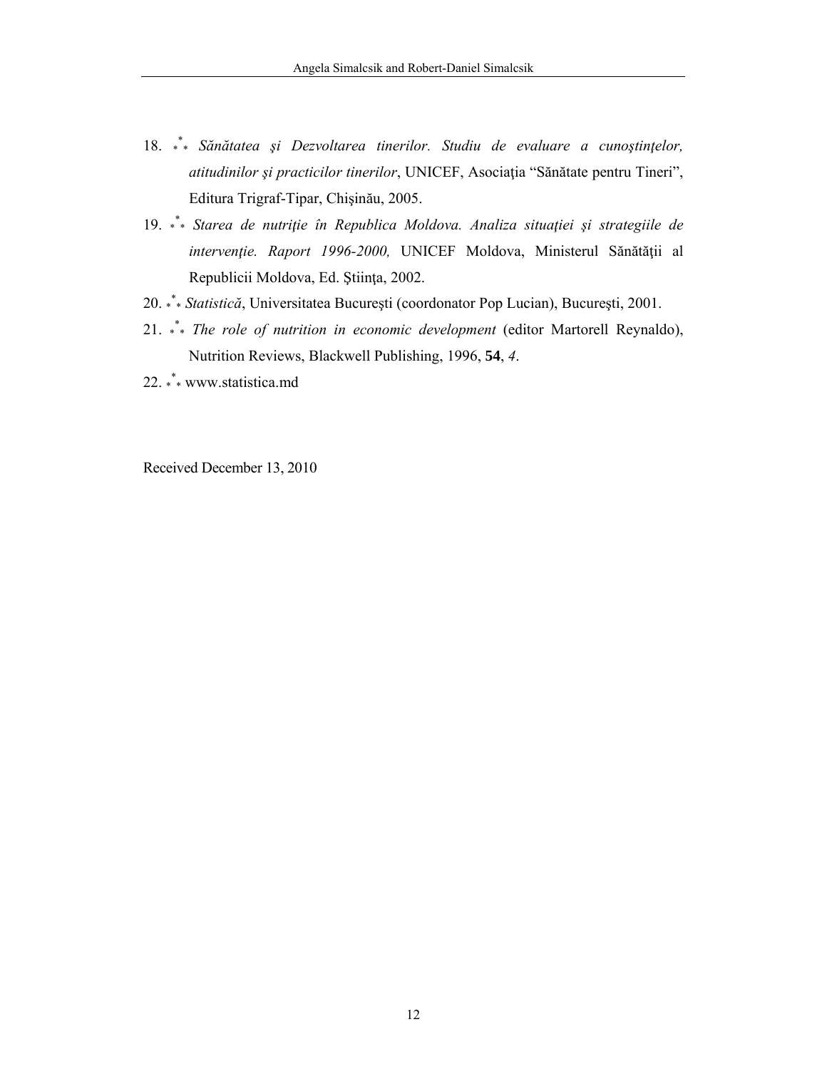18. *** *Sănătatea şi Dezvoltarea tinerilor. Studiu de evaluare a cunoştinţelor, atitudinilor şi practicilor tinerilor*, UNICEF, Asociaţia "Sănătate pentru Tineri", Editura Trigraf-Tipar, Chişinău, 2005.
19. *** *Starea de nutriţie în Republica Moldova. Analiza situaţiei şi strategiile de intervenţie. Raport 1996-2000,* UNICEF Moldova, Ministerul Sănătăţii al Republicii Moldova, Ed. Ştiinţa, 2002.
20. *** *Statistică*, Universitatea Bucureşti (coordonator Pop Lucian), Bucureşti, 2001.
21. *** *The role of nutrition in economic development* (editor Martorell Reynaldo), Nutrition Reviews, Blackwell Publishing, 1996, **54**, *4*.
22. *** www.statistica.md

Received December 13, 2010